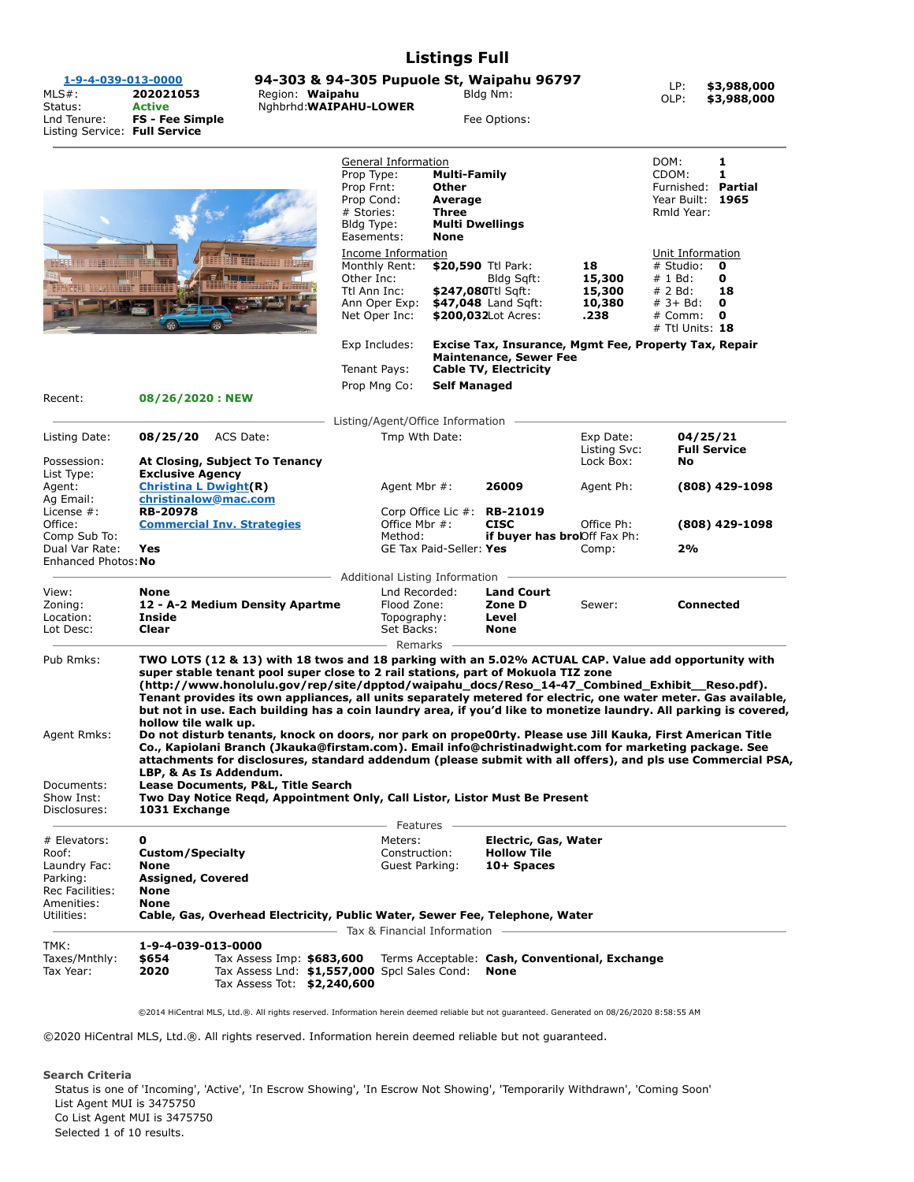# Listings Full

**1-9-4-039-013-0000**

**94-303 & 94-305 Pupuole St, Waipahu 96797**

| | | | | | |
|---|---|---|---|---|---|
| MLS#: | **202021053** | Region: **Waipahu** | Bldg Nm: | LP: | **$3,988,000** |
| Status: | **Active** | Nghbrhd: **WAIPAHU-LOWER** | | OLP: | **$3,988,000** |
| Lnd Tenure: | **FS - Fee Simple** | | Fee Options: | | |
| Listing Service: | **Full Service** | | | | |

## General Information

| | | | |
|---|---|---|---|
| Prop Type: | **Multi-Family** | DOM: | **1** |
| Prop Frnt: | **Other** | CDOM: | **1** |
| Prop Cond: | **Average** | Furnished: | **Partial** |
| # Stories: | **Three** | Year Built: | **1965** |
| Bldg Type: | **Multi Dwellings** | Rmld Year: | |
| Easements: | **None** | | |

## Income Information

| | | | | | |
|---|---|---|---|---|---|
| Monthly Rent: | **$20,590** | Ttl Park: | **18** | # Studio: | **0** |
| Other Inc: | | Bldg Sqft: | **15,300** | # 1 Bd: | **0** |
| Ttl Ann Inc: | **$247,080** | Ttl Sqft: | **15,300** | # 2 Bd: | **18** |
| Ann Oper Exp: | **$47,048** | Land Sqft: | **10,380** | # 3+ Bd: | **0** |
| Net Oper Inc: | **$200,032** | Lot Acres: | **.238** | # Comm: | **0** |
| | | | | # Ttl Units: | **18** |

Exp Includes: **Excise Tax, Insurance, Mgmt Fee, Property Tax, Repair Maintenance, Sewer Fee**
Tenant Pays: **Cable TV, Electricity**
Prop Mng Co: **Self Managed**

Recent: **08/26/2020 : NEW**

## Listing/Agent/Office Information

| | | | | | |
|---|---|---|---|---|---|
| Listing Date: | **08/25/20** ACS Date: | Tmp Wth Date: | | Exp Date: | **04/25/21** |
| | | | | Listing Svc: | **Full Service** |
| Possession: | **At Closing, Subject To Tenancy** | | | Lock Box: | **No** |
| List Type: | **Exclusive Agency** | | | | |
| Agent: | **Christina L Dwight(R)** | Agent Mbr #: | **26009** | Agent Ph: | **(808) 429-1098** |
| Ag Email: | **christinalow@mac.com** | | | | |
| License #: | **RB-20978** | Corp Office Lic #: | **RB-21019** | | |
| Office: | **Commercial Inv. Strategies** | Office Mbr #: | **CISC** | Office Ph: | **(808) 429-1098** |
| Comp Sub To: | | Method: | **if buyer has bro** | Off Fax Ph: | |
| Dual Var Rate: | **Yes** | GE Tax Paid-Seller: | **Yes** | Comp: | **2%** |
| Enhanced Photos: | **No** | | | | |

## Additional Listing Information

| | | | | | |
|---|---|---|---|---|---|
| View: | **None** | Lnd Recorded: | **Land Court** | | |
| Zoning: | **12 - A-2 Medium Density Apartme** | Flood Zone: | **Zone D** | Sewer: | **Connected** |
| Location: | **Inside** | Topography: | **Level** | | |
| Lot Desc: | **Clear** | Set Backs: | **None** | | |

## Remarks

Pub Rmks: **TWO LOTS (12 & 13) with 18 twos and 18 parking with an 5.02% ACTUAL CAP. Value add opportunity with super stable tenant pool super close to 2 rail stations, part of Mokuola TIZ zone (http://www.honolulu.gov/rep/site/dpptod/waipahu_docs/Reso_14-47_Combined_Exhibit__Reso.pdf). Tenant provides its own appliances, all units separately metered for electric, one water meter. Gas available, but not in use. Each building has a coin laundry area, if you'd like to monetize laundry. All parking is covered, hollow tile walk up.**

Agent Rmks: **Do not disturb tenants, knock on doors, nor park on prope00rty. Please use Jill Kauka, First American Title Co., Kapiolani Branch (Jkauka@firstam.com). Email info@christinadwight.com for marketing package. See attachments for disclosures, standard addendum (please submit with all offers), and pls use Commercial PSA, LBP, & As Is Addendum.**

Documents: **Lease Documents, P&L, Title Search**
Show Inst: **Two Day Notice Reqd, Appointment Only, Call Listor, Listor Must Be Present**
Disclosures: **1031 Exchange**

## Features

| | | | |
|---|---|---|---|
| # Elevators: | **0** | Meters: | **Electric, Gas, Water** |
| Roof: | **Custom/Specialty** | Construction: | **Hollow Tile** |
| Laundry Fac: | **None** | Guest Parking: | **10+ Spaces** |
| Parking: | **Assigned, Covered** | | |
| Rec Facilities: | **None** | | |
| Amenities: | **None** | | |

Utilities: **Cable, Gas, Overhead Electricity, Public Water, Sewer Fee, Telephone, Water**

## Tax & Financial Information

| | | | | | |
|---|---|---|---|---|---|
| TMK: | **1-9-4-039-013-0000** | | | | |
| Taxes/Mnthly: | **$654** | Tax Assess Imp: | **$683,600** | Terms Acceptable: | **Cash, Conventional, Exchange** |
| Tax Year: | **2020** | Tax Assess Lnd: | **$1,557,000** | Spcl Sales Cond: | **None** |
| | | Tax Assess Tot: | **$2,240,600** | | |

©2014 HiCentral MLS, Ltd.®. All rights reserved. Information herein deemed reliable but not guaranteed. Generated on 08/26/2020 8:58:55 AM

©2020 HiCentral MLS, Ltd.®. All rights reserved. Information herein deemed reliable but not guaranteed.

**Search Criteria**

Status is one of 'Incoming', 'Active', 'In Escrow Showing', 'In Escrow Not Showing', 'Temporarily Withdrawn', 'Coming Soon'
List Agent MUI is 3475750
Co List Agent MUI is 3475750
Selected 1 of 10 results.